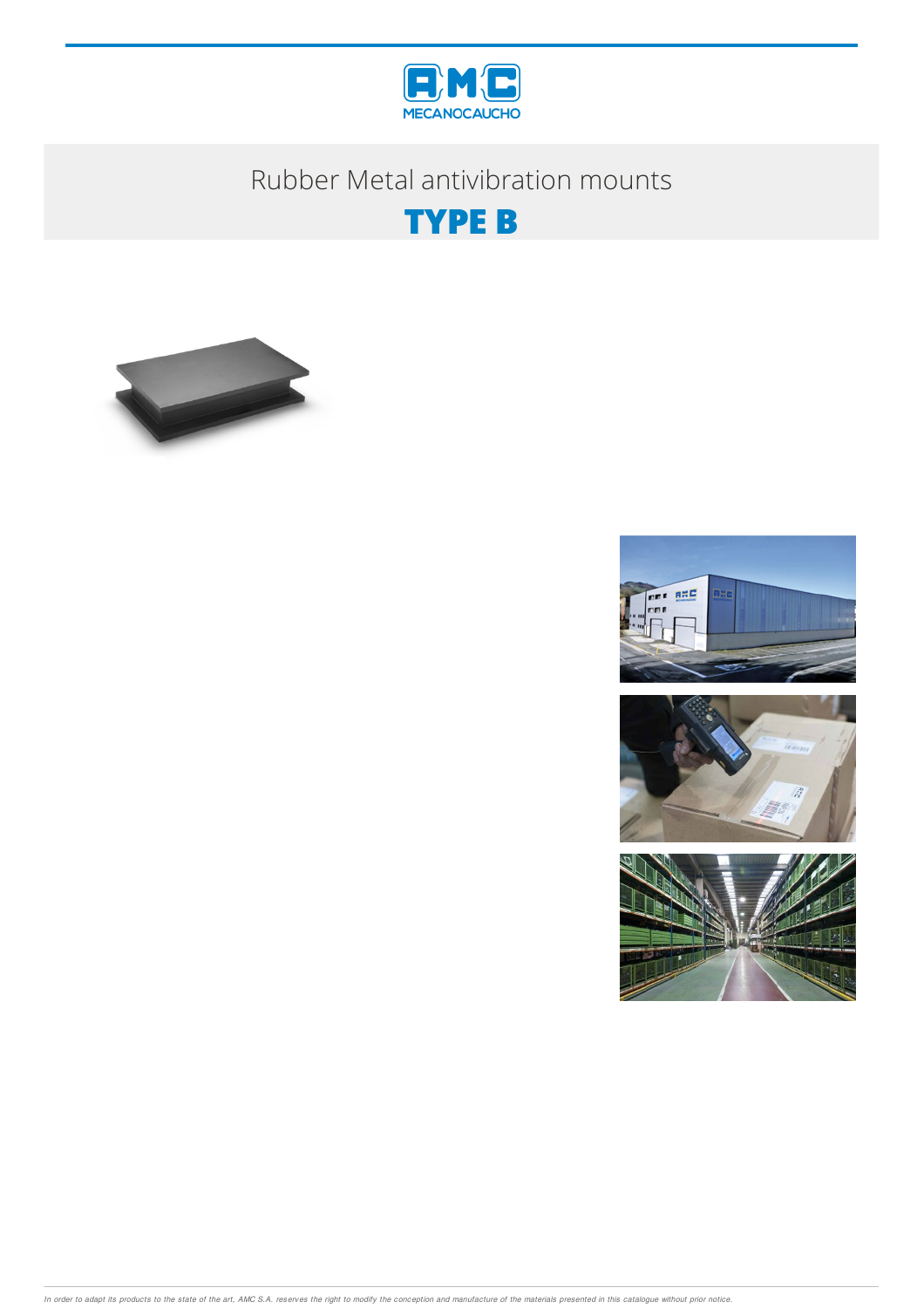# Rubber Metal antivibration mounts

## TYPE B

*In order to adapt its products to the state of the art, AMC S.A. reserves the right to modify the conception and manufacture of the materials presented in this catalogue without prior notice.*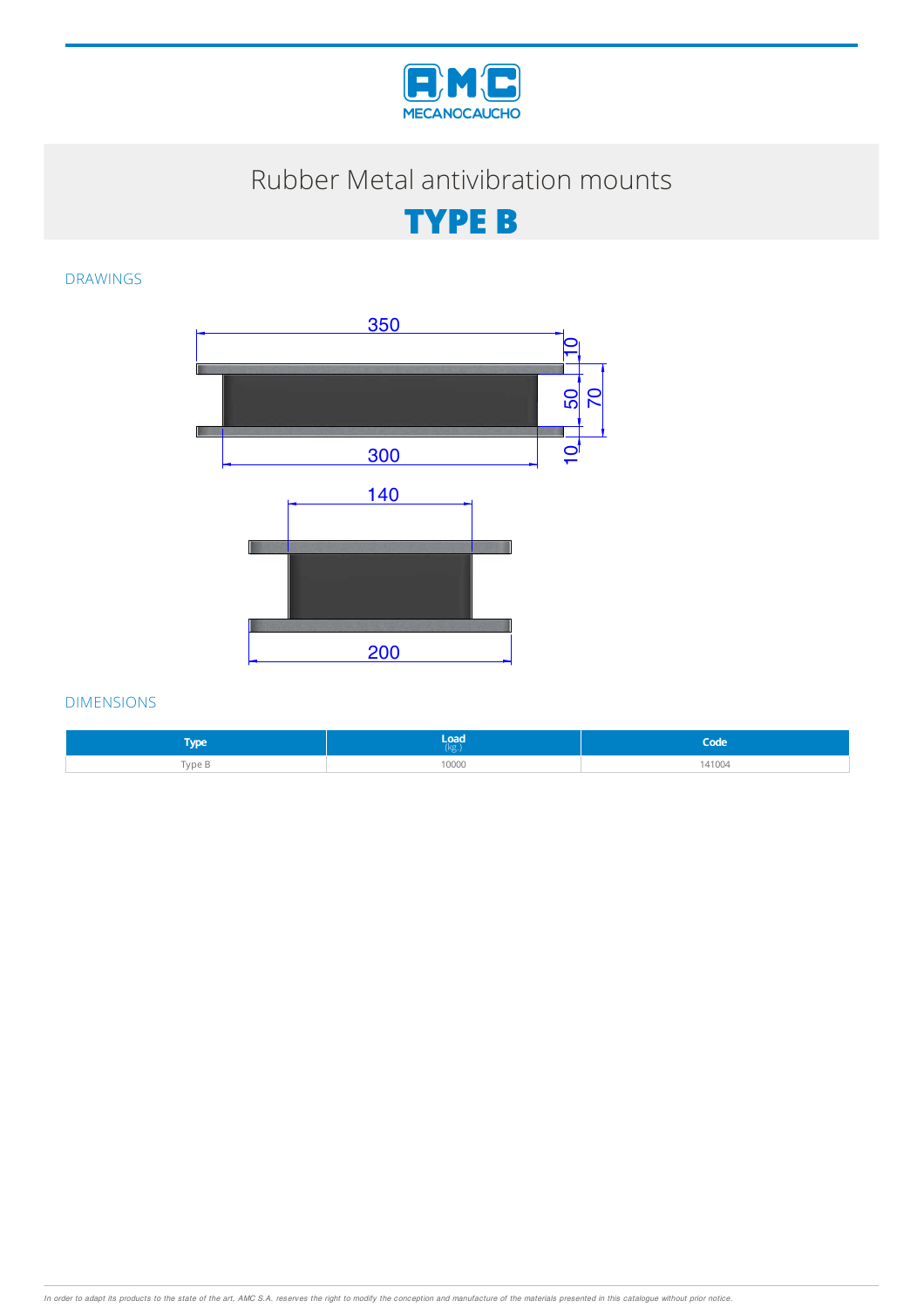# Rubber Metal antivibration mounts

## TYPE B

### DRAWINGS

350

10

50

70

300

10

140

200

### DIMENSIONS

| Type | Load (kg.) | Code |
|---|---|---|
| Type B | 10000 | 141004 |

*In order to adapt its products to the state of the art, AMC S.A. reserves the right to modify the conception and manufacture of the materials presented in this catalogue without prior notice.*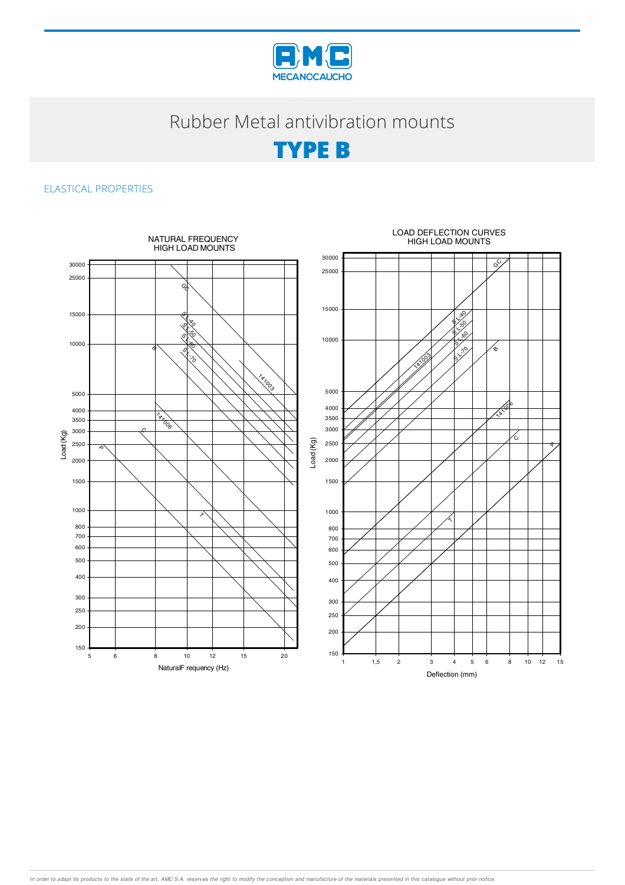AMC
MECANOCAUCHO

# Rubber Metal antivibration mounts

## TYPE B

### ELASTICAL PROPERTIES

NATURAL FREQUENCY
HIGH LOAD MOUNTS

Load (Kg)

30000
25000
15000
10000
5000
4000
3500
3000
2500
2000
1500
1000
800
700
600
500
400
300
250
200
150

5
6
8
10
12
15
20

NaturalF requency (Hz)

GC
S L-40
S L-50
S L-60
S L-70
B
141003
141006
C
P
T

LOAD DEFLECTION CURVES
HIGH LOAD MOUNTS

Load (Kg)

30000
25000
15000
10000
5000
4000
3500
3000
2500
2000
1500
1000
800
700
600
500
400
300
250
200
150

1
1,5
2
3
4
5
6
8
10
12
15

Deflection (mm)

GC
S L-40
S L-50
S L-60
S L-70
141003
B
141006
C
P
T

*In order to adapt its products to the state of the art, AMC S.A. reserves the right to modify the conception and manufacture of the materials presented in this catalogue without prior notice.*